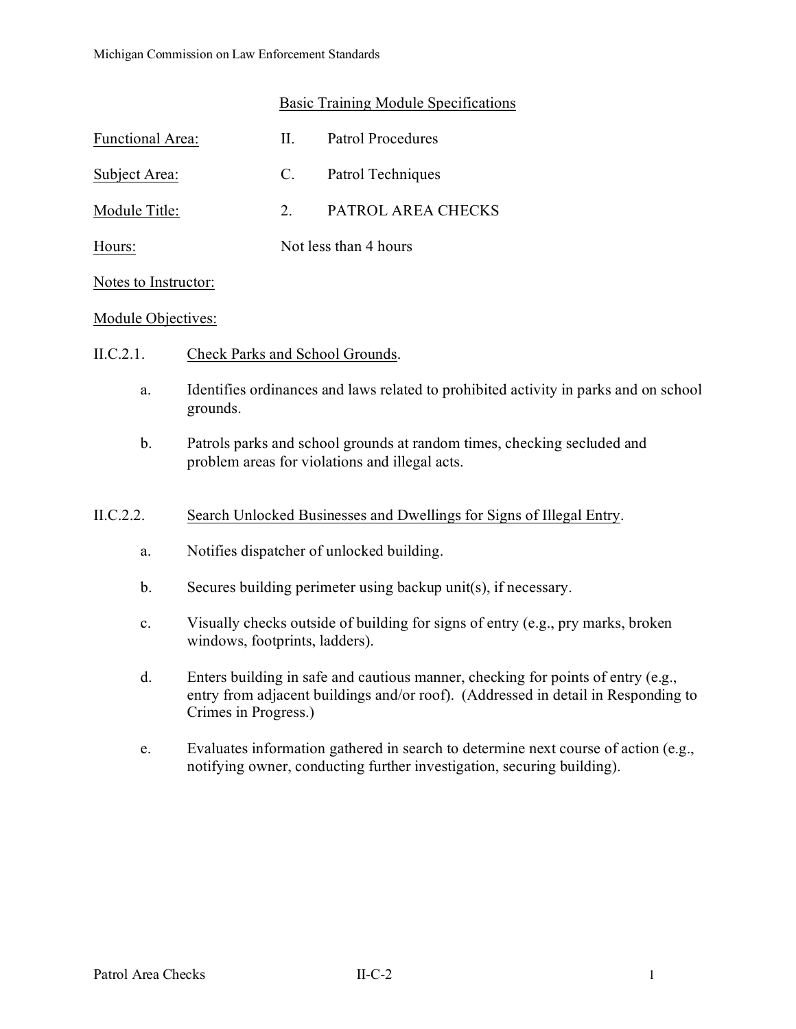# Basic Training Module Specifications

Functional Area: II. Patrol Procedures

Subject Area: C. Patrol Techniques

Module Title: 2. PATROL AREA CHECKS

Hours: Not less than 4 hours

Notes to Instructor:

Module Objectives:

II.C.2.1. Check Parks and School Grounds.

a. Identifies ordinances and laws related to prohibited activity in parks and on school grounds.

b. Patrols parks and school grounds at random times, checking secluded and problem areas for violations and illegal acts.

II.C.2.2. Search Unlocked Businesses and Dwellings for Signs of Illegal Entry.

a. Notifies dispatcher of unlocked building.

b. Secures building perimeter using backup unit(s), if necessary.

c. Visually checks outside of building for signs of entry (e.g., pry marks, broken windows, footprints, ladders).

d. Enters building in safe and cautious manner, checking for points of entry (e.g., entry from adjacent buildings and/or roof). (Addressed in detail in Responding to Crimes in Progress.)

e. Evaluates information gathered in search to determine next course of action (e.g., notifying owner, conducting further investigation, securing building).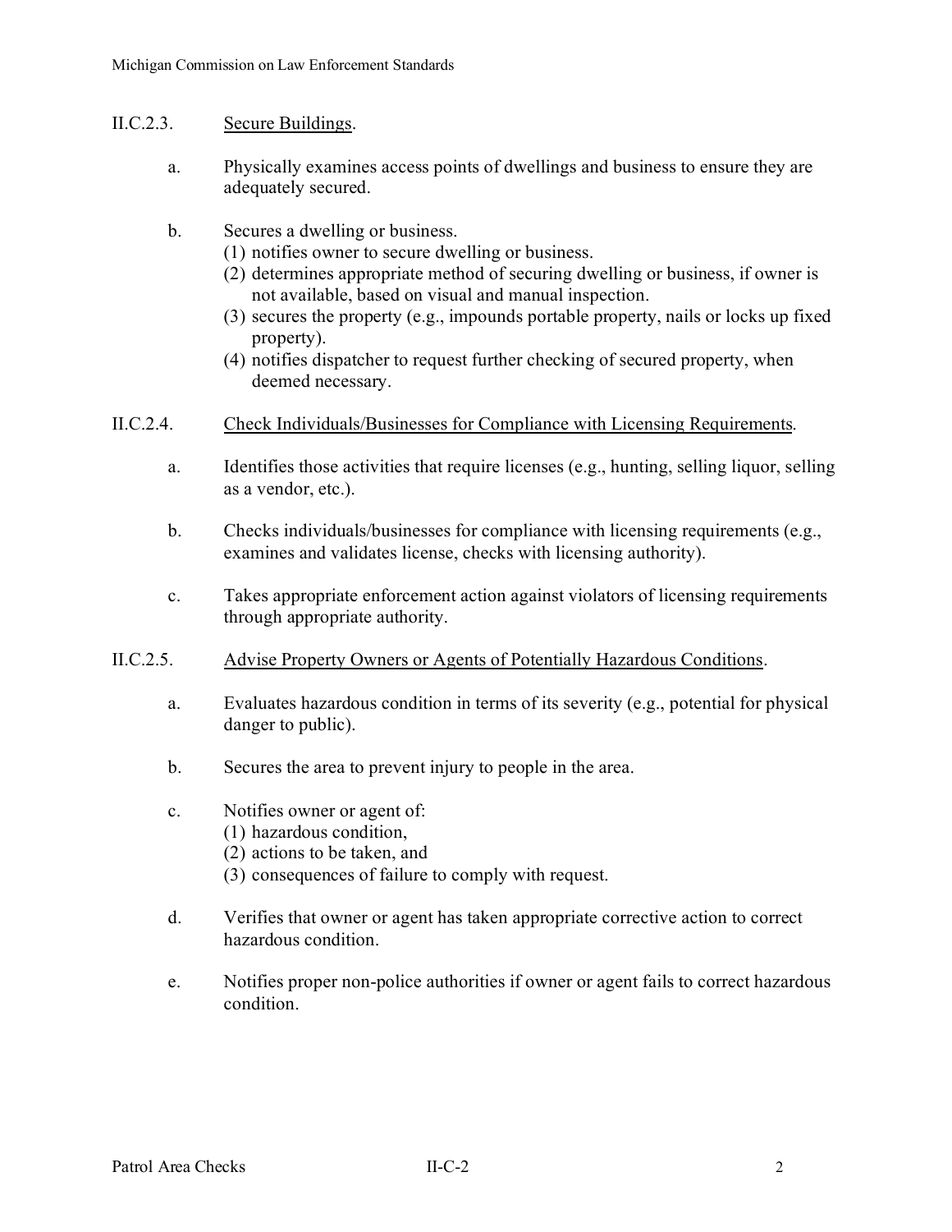II.C.2.3. <u>Secure Buildings</u>.

a. Physically examines access points of dwellings and business to ensure they are adequately secured.

b. Secures a dwelling or business.
   (1) notifies owner to secure dwelling or business.
   (2) determines appropriate method of securing dwelling or business, if owner is not available, based on visual and manual inspection.
   (3) secures the property (e.g., impounds portable property, nails or locks up fixed property).
   (4) notifies dispatcher to request further checking of secured property, when deemed necessary.

II.C.2.4. <u>Check Individuals/Businesses for Compliance with Licensing Requirements</u>.

a. Identifies those activities that require licenses (e.g., hunting, selling liquor, selling as a vendor, etc.).

b. Checks individuals/businesses for compliance with licensing requirements (e.g., examines and validates license, checks with licensing authority).

c. Takes appropriate enforcement action against violators of licensing requirements through appropriate authority.

II.C.2.5. <u>Advise Property Owners or Agents of Potentially Hazardous Conditions</u>.

a. Evaluates hazardous condition in terms of its severity (e.g., potential for physical danger to public).

b. Secures the area to prevent injury to people in the area.

c. Notifies owner or agent of:
   (1) hazardous condition,
   (2) actions to be taken, and
   (3) consequences of failure to comply with request.

d. Verifies that owner or agent has taken appropriate corrective action to correct hazardous condition.

e. Notifies proper non-police authorities if owner or agent fails to correct hazardous condition.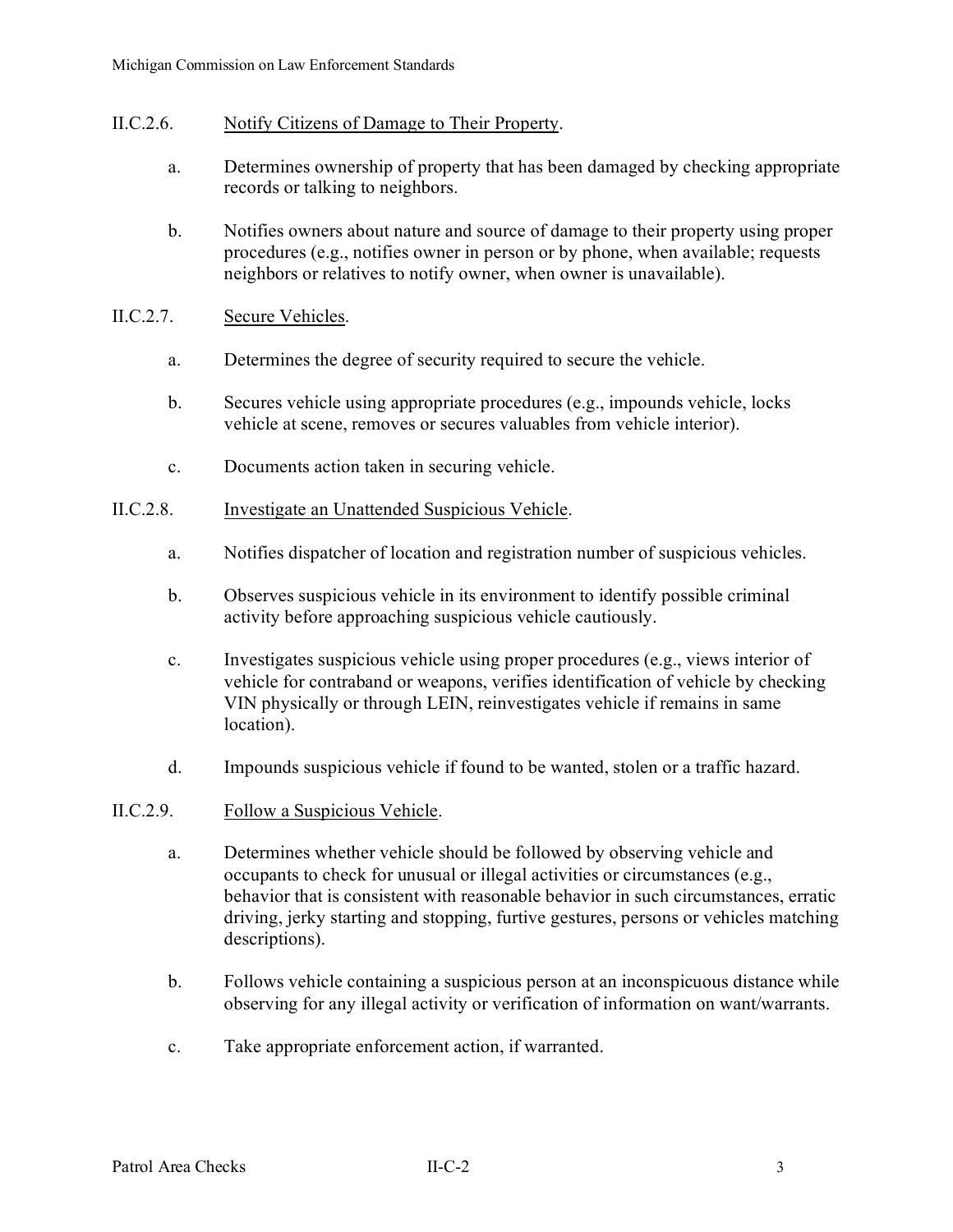II.C.2.6. <u>Notify Citizens of Damage to Their Property</u>.

a. Determines ownership of property that has been damaged by checking appropriate records or talking to neighbors.

b. Notifies owners about nature and source of damage to their property using proper procedures (e.g., notifies owner in person or by phone, when available; requests neighbors or relatives to notify owner, when owner is unavailable).

II.C.2.7. <u>Secure Vehicles</u>.

a. Determines the degree of security required to secure the vehicle.

b. Secures vehicle using appropriate procedures (e.g., impounds vehicle, locks vehicle at scene, removes or secures valuables from vehicle interior).

c. Documents action taken in securing vehicle.

II.C.2.8. <u>Investigate an Unattended Suspicious Vehicle</u>.

a. Notifies dispatcher of location and registration number of suspicious vehicles.

b. Observes suspicious vehicle in its environment to identify possible criminal activity before approaching suspicious vehicle cautiously.

c. Investigates suspicious vehicle using proper procedures (e.g., views interior of vehicle for contraband or weapons, verifies identification of vehicle by checking VIN physically or through LEIN, reinvestigates vehicle if remains in same location).

d. Impounds suspicious vehicle if found to be wanted, stolen or a traffic hazard.

II.C.2.9. <u>Follow a Suspicious Vehicle</u>.

a. Determines whether vehicle should be followed by observing vehicle and occupants to check for unusual or illegal activities or circumstances (e.g., behavior that is consistent with reasonable behavior in such circumstances, erratic driving, jerky starting and stopping, furtive gestures, persons or vehicles matching descriptions).

b. Follows vehicle containing a suspicious person at an inconspicuous distance while observing for any illegal activity or verification of information on want/warrants.

c. Take appropriate enforcement action, if warranted.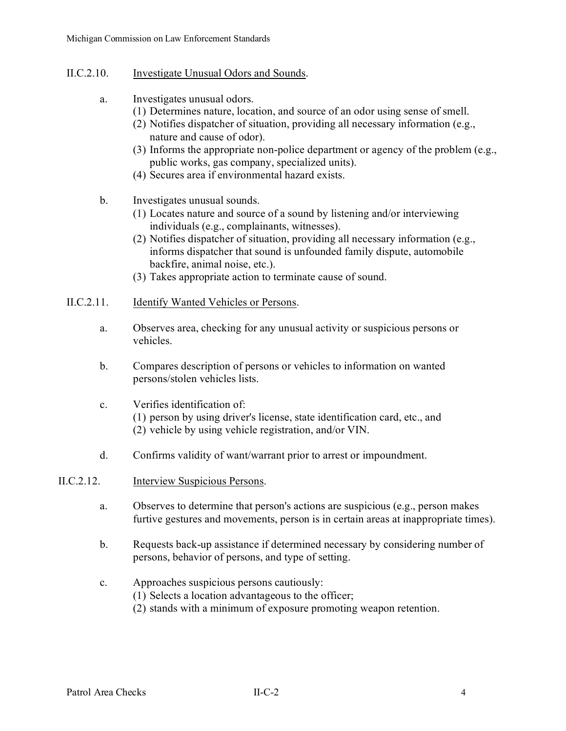II.C.2.10. Investigate Unusual Odors and Sounds.

a. Investigates unusual odors.
   (1) Determines nature, location, and source of an odor using sense of smell.
   (2) Notifies dispatcher of situation, providing all necessary information (e.g., nature and cause of odor).
   (3) Informs the appropriate non-police department or agency of the problem (e.g., public works, gas company, specialized units).
   (4) Secures area if environmental hazard exists.

b. Investigates unusual sounds.
   (1) Locates nature and source of a sound by listening and/or interviewing individuals (e.g., complainants, witnesses).
   (2) Notifies dispatcher of situation, providing all necessary information (e.g., informs dispatcher that sound is unfounded family dispute, automobile backfire, animal noise, etc.).
   (3) Takes appropriate action to terminate cause of sound.

II.C.2.11. Identify Wanted Vehicles or Persons.

a. Observes area, checking for any unusual activity or suspicious persons or vehicles.

b. Compares description of persons or vehicles to information on wanted persons/stolen vehicles lists.

c. Verifies identification of:
   (1) person by using driver's license, state identification card, etc., and
   (2) vehicle by using vehicle registration, and/or VIN.

d. Confirms validity of want/warrant prior to arrest or impoundment.

II.C.2.12. Interview Suspicious Persons.

a. Observes to determine that person's actions are suspicious (e.g., person makes furtive gestures and movements, person is in certain areas at inappropriate times).

b. Requests back-up assistance if determined necessary by considering number of persons, behavior of persons, and type of setting.

c. Approaches suspicious persons cautiously:
   (1) Selects a location advantageous to the officer;
   (2) stands with a minimum of exposure promoting weapon retention.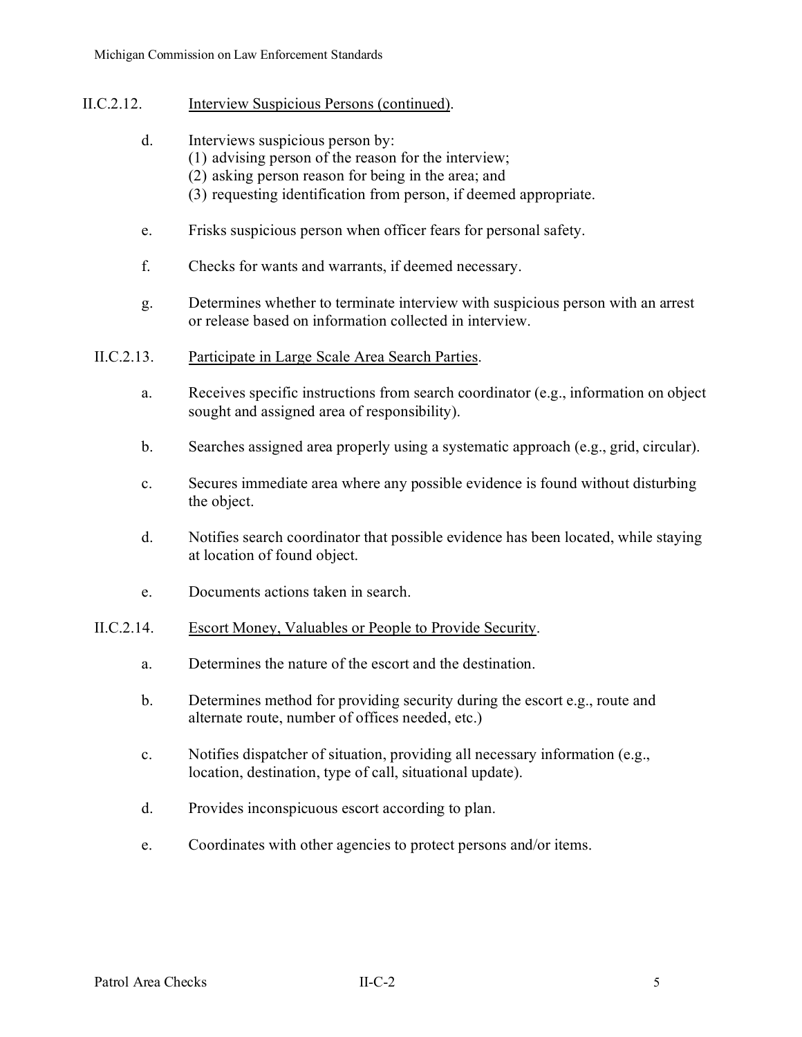II.C.2.12. Interview Suspicious Persons (continued).

d. Interviews suspicious person by:
   (1) advising person of the reason for the interview;
   (2) asking person reason for being in the area; and
   (3) requesting identification from person, if deemed appropriate.

e. Frisks suspicious person when officer fears for personal safety.

f. Checks for wants and warrants, if deemed necessary.

g. Determines whether to terminate interview with suspicious person with an arrest or release based on information collected in interview.

II.C.2.13. Participate in Large Scale Area Search Parties.

a. Receives specific instructions from search coordinator (e.g., information on object sought and assigned area of responsibility).

b. Searches assigned area properly using a systematic approach (e.g., grid, circular).

c. Secures immediate area where any possible evidence is found without disturbing the object.

d. Notifies search coordinator that possible evidence has been located, while staying at location of found object.

e. Documents actions taken in search.

II.C.2.14. Escort Money, Valuables or People to Provide Security.

a. Determines the nature of the escort and the destination.

b. Determines method for providing security during the escort e.g., route and alternate route, number of offices needed, etc.)

c. Notifies dispatcher of situation, providing all necessary information (e.g., location, destination, type of call, situational update).

d. Provides inconspicuous escort according to plan.

e. Coordinates with other agencies to protect persons and/or items.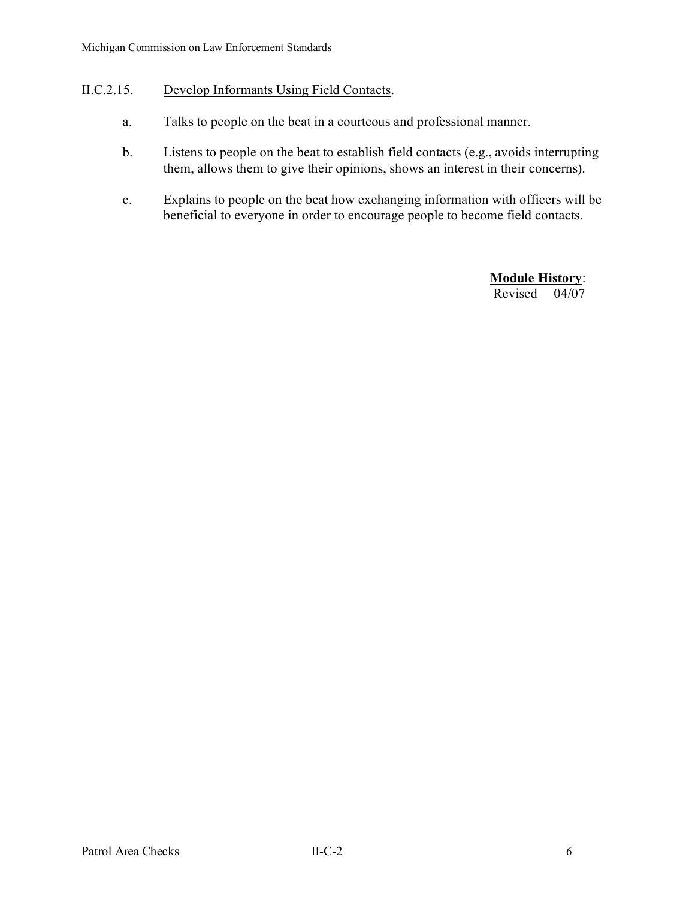II.C.2.15. <u>Develop Informants Using Field Contacts</u>.

a. Talks to people on the beat in a courteous and professional manner.

b. Listens to people on the beat to establish field contacts (e.g., avoids interrupting them, allows them to give their opinions, shows an interest in their concerns).

c. Explains to people on the beat how exchanging information with officers will be beneficial to everyone in order to encourage people to become field contacts.

**Module History**:
Revised 04/07